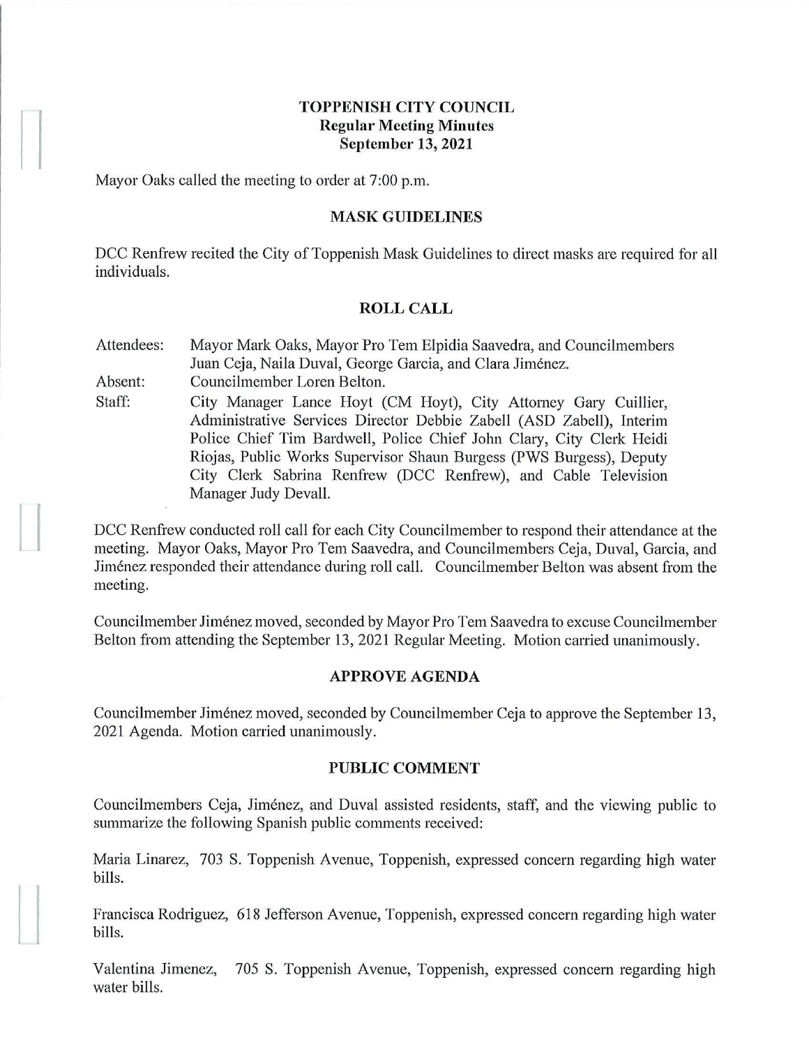# TOPPENISH CITY COUNCIL
## Regular Meeting Minutes
## September 13, 2021

Mayor Oaks called the meeting to order at 7:00 p.m.

## MASK GUIDELINES

DCC Renfrew recited the City of Toppenish Mask Guidelines to direct masks are required for all individuals.

## ROLL CALL

Attendees: Mayor Mark Oaks, Mayor Pro Tem Elpidia Saavedra, and Councilmembers Juan Ceja, Naila Duval, George Garcia, and Clara Jiménez.

Absent: Councilmember Loren Belton.

Staff: City Manager Lance Hoyt (CM Hoyt), City Attorney Gary Cuillier, Administrative Services Director Debbie Zabell (ASD Zabell), Interim Police Chief Tim Bardwell, Police Chief John Clary, City Clerk Heidi Riojas, Public Works Supervisor Shaun Burgess (PWS Burgess), Deputy City Clerk Sabrina Renfrew (DCC Renfrew), and Cable Television Manager Judy Devall.

DCC Renfrew conducted roll call for each City Councilmember to respond their attendance at the meeting. Mayor Oaks, Mayor Pro Tem Saavedra, and Councilmembers Ceja, Duval, Garcia, and Jiménez responded their attendance during roll call. Councilmember Belton was absent from the meeting.

Councilmember Jiménez moved, seconded by Mayor Pro Tem Saavedra to excuse Councilmember Belton from attending the September 13, 2021 Regular Meeting. Motion carried unanimously.

## APPROVE AGENDA

Councilmember Jiménez moved, seconded by Councilmember Ceja to approve the September 13, 2021 Agenda. Motion carried unanimously.

## PUBLIC COMMENT

Councilmembers Ceja, Jiménez, and Duval assisted residents, staff, and the viewing public to summarize the following Spanish public comments received:

Maria Linarez, 703 S. Toppenish Avenue, Toppenish, expressed concern regarding high water bills.

Francisca Rodriguez, 618 Jefferson Avenue, Toppenish, expressed concern regarding high water bills.

Valentina Jimenez, 705 S. Toppenish Avenue, Toppenish, expressed concern regarding high water bills.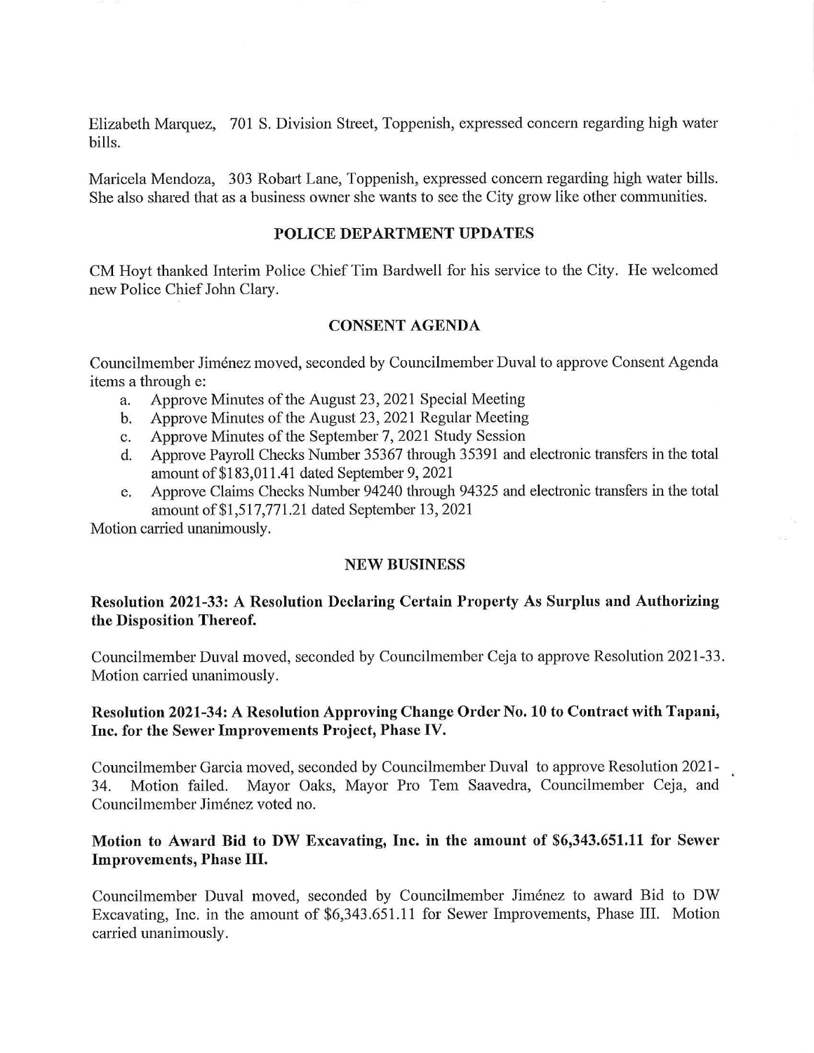Elizabeth Marquez, 701 S. Division Street, Toppenish, expressed concern regarding high water bills.

Maricela Mendoza, 303 Robart Lane, Toppenish, expressed concern regarding high water bills. She also shared that as a business owner she wants to see the City grow like other communities.

## POLICE DEPARTMENT UPDATES

CM Hoyt thanked Interim Police Chief Tim Bardwell for his service to the City. He welcomed new Police Chief John Clary.

## CONSENT AGENDA

Councilmember Jiménez moved, seconded by Councilmember Duval to approve Consent Agenda items a through e:

a. Approve Minutes of the August 23, 2021 Special Meeting
b. Approve Minutes of the August 23, 2021 Regular Meeting
c. Approve Minutes of the September 7, 2021 Study Session
d. Approve Payroll Checks Number 35367 through 35391 and electronic transfers in the total amount of $183,011.41 dated September 9, 2021
e. Approve Claims Checks Number 94240 through 94325 and electronic transfers in the total amount of $1,517,771.21 dated September 13, 2021

Motion carried unanimously.

## NEW BUSINESS

**Resolution 2021-33: A Resolution Declaring Certain Property As Surplus and Authorizing the Disposition Thereof.**

Councilmember Duval moved, seconded by Councilmember Ceja to approve Resolution 2021-33. Motion carried unanimously.

**Resolution 2021-34: A Resolution Approving Change Order No. 10 to Contract with Tapani, Inc. for the Sewer Improvements Project, Phase IV.**

Councilmember Garcia moved, seconded by Councilmember Duval to approve Resolution 2021-34. Motion failed. Mayor Oaks, Mayor Pro Tem Saavedra, Councilmember Ceja, and Councilmember Jiménez voted no.

**Motion to Award Bid to DW Excavating, Inc. in the amount of $6,343.651.11 for Sewer Improvements, Phase III.**

Councilmember Duval moved, seconded by Councilmember Jiménez to award Bid to DW Excavating, Inc. in the amount of $6,343.651.11 for Sewer Improvements, Phase III. Motion carried unanimously.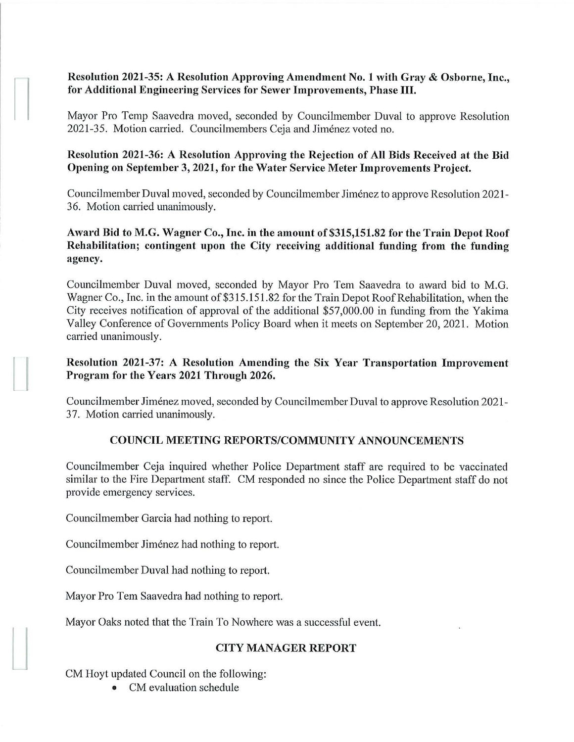**Resolution 2021-35: A Resolution Approving Amendment No. 1 with Gray & Osborne, Inc., for Additional Engineering Services for Sewer Improvements, Phase III.**

Mayor Pro Temp Saavedra moved, seconded by Councilmember Duval to approve Resolution 2021-35. Motion carried. Councilmembers Ceja and Jiménez voted no.

**Resolution 2021-36: A Resolution Approving the Rejection of All Bids Received at the Bid Opening on September 3, 2021, for the Water Service Meter Improvements Project.**

Councilmember Duval moved, seconded by Councilmember Jiménez to approve Resolution 2021-36. Motion carried unanimously.

**Award Bid to M.G. Wagner Co., Inc. in the amount of $315,151.82 for the Train Depot Roof Rehabilitation; contingent upon the City receiving additional funding from the funding agency.**

Councilmember Duval moved, seconded by Mayor Pro Tem Saavedra to award bid to M.G. Wagner Co., Inc. in the amount of $315.151.82 for the Train Depot Roof Rehabilitation, when the City receives notification of approval of the additional $57,000.00 in funding from the Yakima Valley Conference of Governments Policy Board when it meets on September 20, 2021. Motion carried unanimously.

**Resolution 2021-37: A Resolution Amending the Six Year Transportation Improvement Program for the Years 2021 Through 2026.**

Councilmember Jiménez moved, seconded by Councilmember Duval to approve Resolution 2021-37. Motion carried unanimously.

## COUNCIL MEETING REPORTS/COMMUNITY ANNOUNCEMENTS

Councilmember Ceja inquired whether Police Department staff are required to be vaccinated similar to the Fire Department staff. CM responded no since the Police Department staff do not provide emergency services.

Councilmember Garcia had nothing to report.

Councilmember Jiménez had nothing to report.

Councilmember Duval had nothing to report.

Mayor Pro Tem Saavedra had nothing to report.

Mayor Oaks noted that the Train To Nowhere was a successful event.

## CITY MANAGER REPORT

CM Hoyt updated Council on the following:

- CM evaluation schedule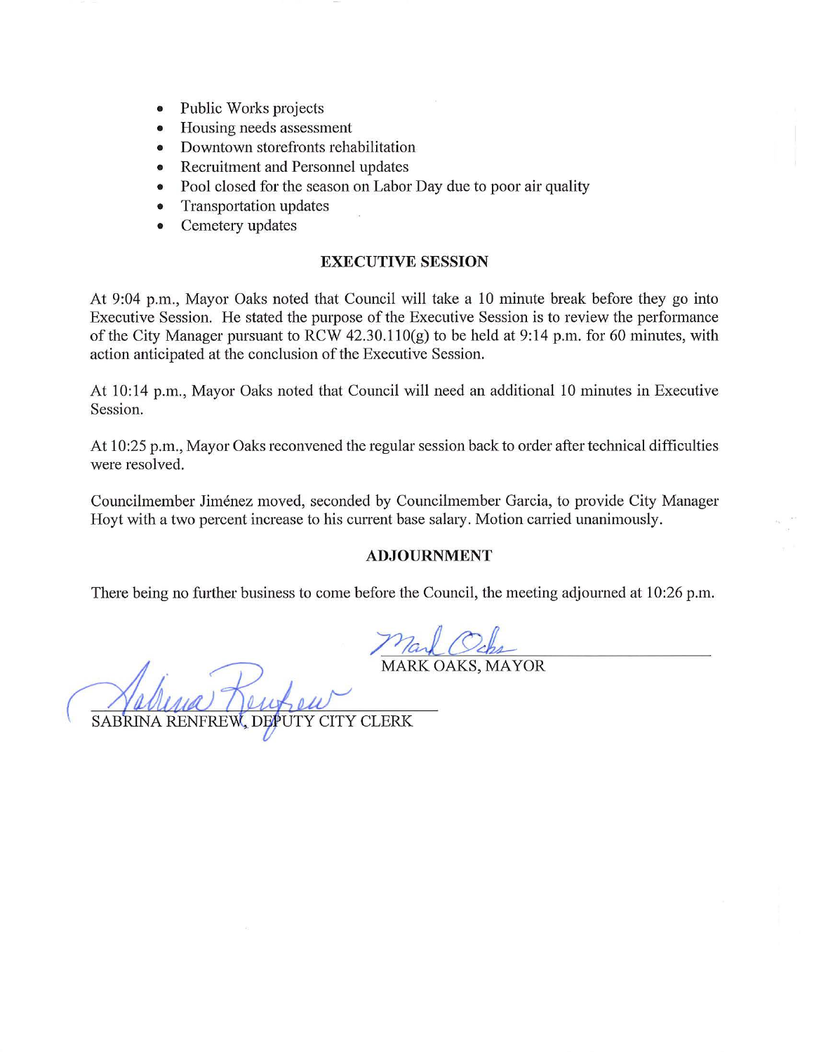- Public Works projects
- Housing needs assessment
- Downtown storefronts rehabilitation
- Recruitment and Personnel updates
- Pool closed for the season on Labor Day due to poor air quality
- Transportation updates
- Cemetery updates

## EXECUTIVE SESSION

At 9:04 p.m., Mayor Oaks noted that Council will take a 10 minute break before they go into Executive Session. He stated the purpose of the Executive Session is to review the performance of the City Manager pursuant to RCW 42.30.110(g) to be held at 9:14 p.m. for 60 minutes, with action anticipated at the conclusion of the Executive Session.

At 10:14 p.m., Mayor Oaks noted that Council will need an additional 10 minutes in Executive Session.

At 10:25 p.m., Mayor Oaks reconvened the regular session back to order after technical difficulties were resolved.

Councilmember Jiménez moved, seconded by Councilmember Garcia, to provide City Manager Hoyt with a two percent increase to his current base salary. Motion carried unanimously.

## ADJOURNMENT

There being no further business to come before the Council, the meeting adjourned at 10:26 p.m.

MARK OAKS, MAYOR

SABRINA RENFREW, DEPUTY CITY CLERK